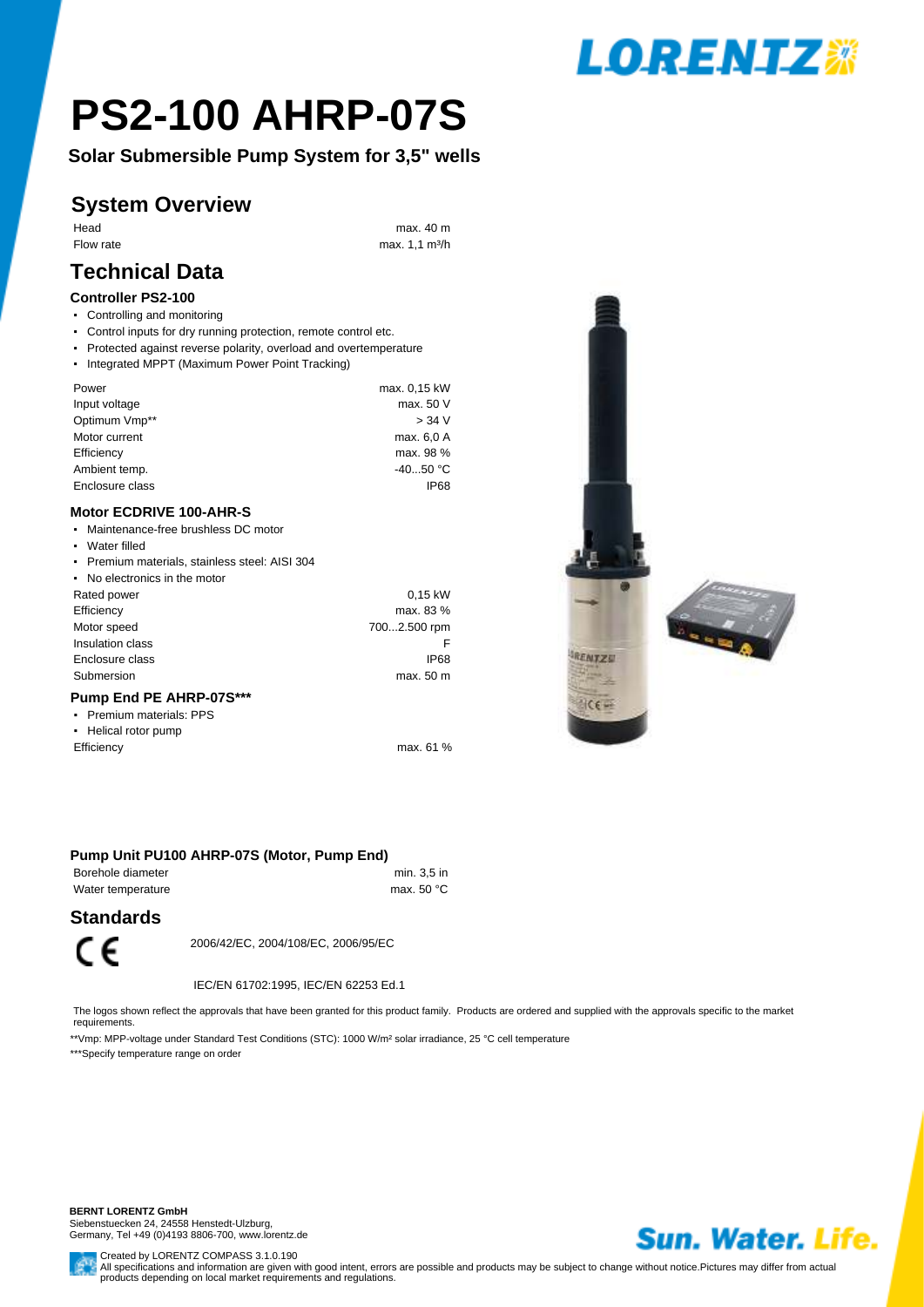# PS2-100 AHRP-07S

**Solar Submersible Pump System for 3,5" wells**

## System Overview

| | |
|---|---|
| Head | max. 40 m |
| Flow rate | max. 1,1 m³/h |

## Technical Data

### Controller PS2-100

- Controlling and monitoring
- Control inputs for dry running protection, remote control etc.
- Protected against reverse polarity, overload and overtemperature
- Integrated MPPT (Maximum Power Point Tracking)

| | |
|---|---|
| Power | max. 0,15 kW |
| Input voltage | max. 50 V |
| Optimum Vmp** | > 34 V |
| Motor current | max. 6,0 A |
| Efficiency | max. 98 % |
| Ambient temp. | -40...50 °C |
| Enclosure class | IP68 |

### Motor ECDRIVE 100-AHR-S

- Maintenance-free brushless DC motor
- Water filled
- Premium materials, stainless steel: AISI 304
- No electronics in the motor

| | |
|---|---|
| Rated power | 0,15 kW |
| Efficiency | max. 83 % |
| Motor speed | 700...2.500 rpm |
| Insulation class | F |
| Enclosure class | IP68 |
| Submersion | max. 50 m |

### Pump End PE AHRP-07S***

- Premium materials: PPS
- Helical rotor pump

| | |
|---|---|
| Efficiency | max. 61 % |

### Pump Unit PU100 AHRP-07S (Motor, Pump End)

| | |
|---|---|
| Borehole diameter | min. 3,5 in |
| Water temperature | max. 50 °C |

## Standards

CE 2006/42/EC, 2004/108/EC, 2006/95/EC

IEC/EN 61702:1995, IEC/EN 62253 Ed.1

The logos shown reflect the approvals that have been granted for this product family. Products are ordered and supplied with the approvals specific to the market requirements.

**Vmp: MPP-voltage under Standard Test Conditions (STC): 1000 W/m² solar irradiance, 25 °C cell temperature

***Specify temperature range on order

**BERNT LORENTZ GmbH**
Siebenstuecken 24, 24558 Henstedt-Ulzburg,
Germany, Tel +49 (0)4193 8806-700, www.lorentz.de

Sun. Water. Life.

Created by LORENTZ COMPASS 3.1.0.190
All specifications and information are given with good intent, errors are possible and products may be subject to change without notice.Pictures may differ from actual products depending on local market requirements and regulations.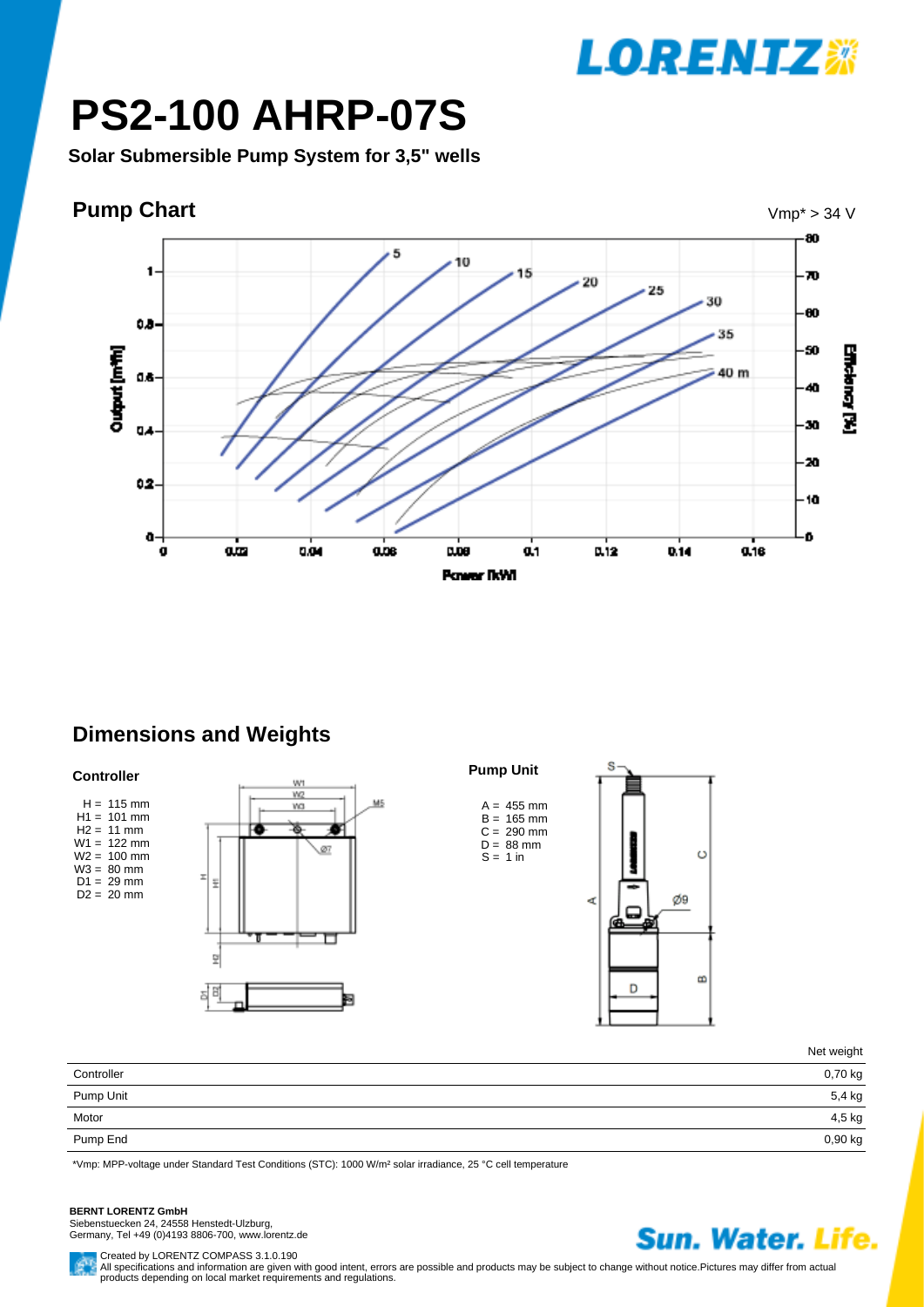# PS2-100 AHRP-07S

**Solar Submersible Pump System for 3,5" wells**

## Pump Chart

Vmp* > 34 V

Output [m³/h]

Efficiency [%]

Power [kW]

0
0.02
0.04
0.06
0.08
0.1
0.12
0.14
0.16

0
0.2
0.4
0.6
0.8
1

0
10
20
30
40
50
60
70
80

5
10
15
20
25
30
35
40 m

## Dimensions and Weights

**Controller**

H = 115 mm
H1 = 101 mm
H2 = 11 mm
W1 = 122 mm
W2 = 100 mm
W3 = 80 mm
D1 = 29 mm
D2 = 20 mm

W1
W2
W3
M5
Ø7
H
H1
H2
D1
D2

**Pump Unit**

A = 455 mm
B = 165 mm
C = 290 mm
D = 88 mm
S = 1 in

S
A
B
C
D
Ø9

| | Net weight |
|---|---|
| Controller | 0,70 kg |
| Pump Unit | 5,4 kg |
| Motor | 4,5 kg |
| Pump End | 0,90 kg |

*Vmp: MPP-voltage under Standard Test Conditions (STC): 1000 W/m² solar irradiance, 25 °C cell temperature

**BERNT LORENTZ GmbH**
Siebenstuecken 24, 24558 Henstedt-Ulzburg,
Germany, Tel +49 (0)4193 8806-700, www.lorentz.de

Created by LORENTZ COMPASS 3.1.0.190
All specifications and information are given with good intent, errors are possible and products may be subject to change without notice.Pictures may differ from actual products depending on local market requirements and regulations.